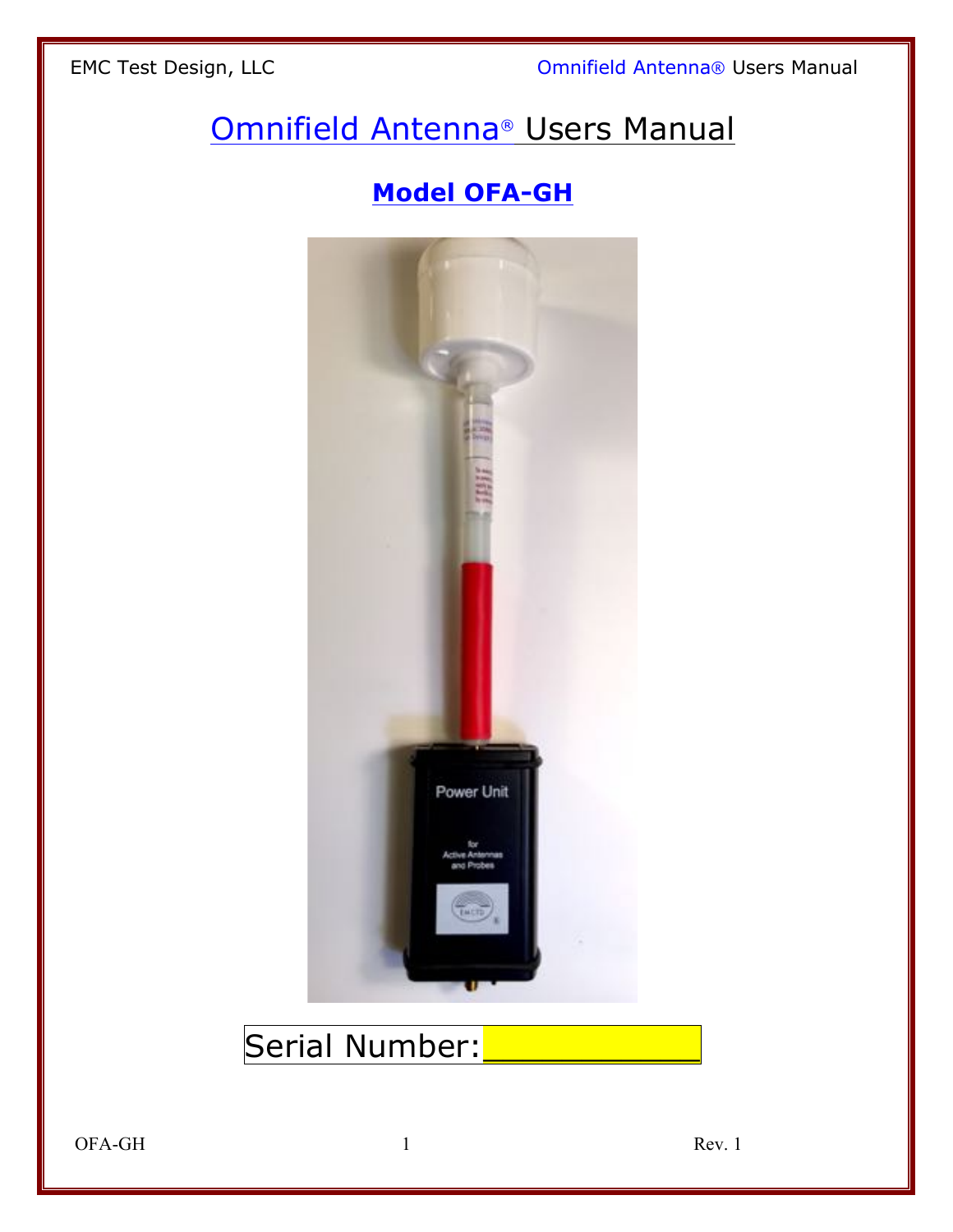# Omnifield Antenna® Users Manual

## Model OFA-GH

Serial Number: ___________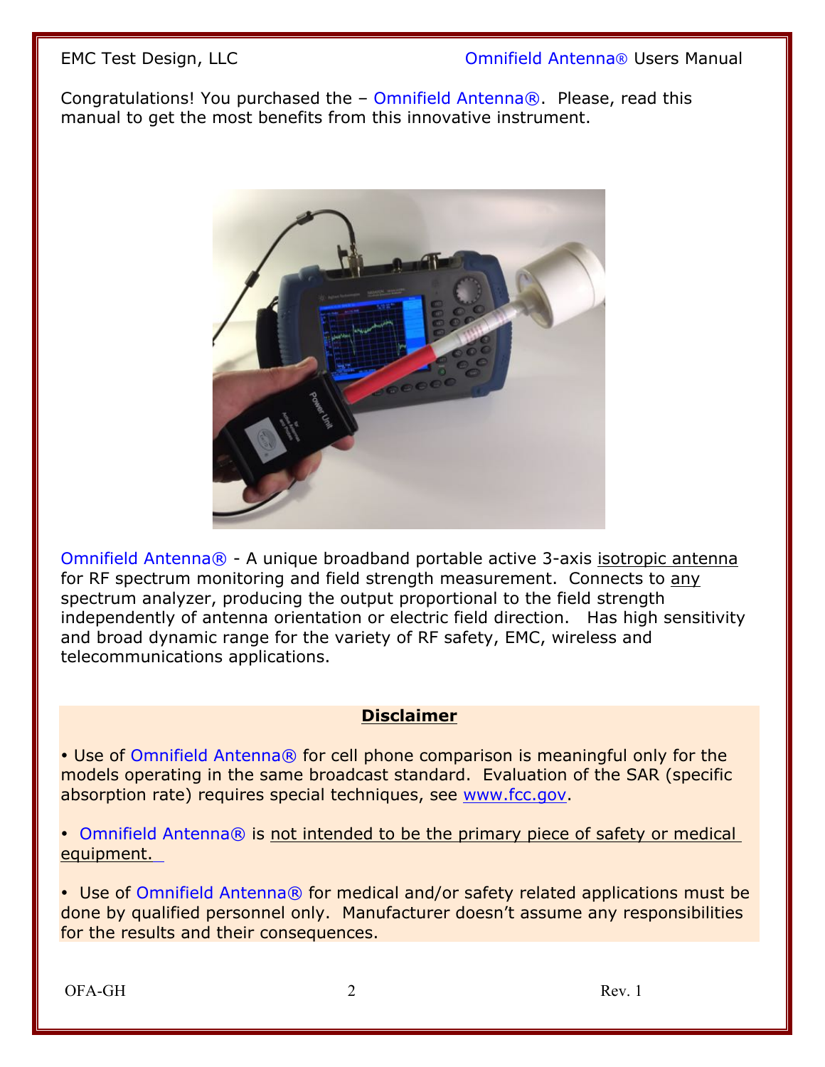Congratulations! You purchased the – Omnifield Antenna®. Please, read this manual to get the most benefits from this innovative instrument.

Omnifield Antenna® - A unique broadband portable active 3-axis isotropic antenna for RF spectrum monitoring and field strength measurement. Connects to any spectrum analyzer, producing the output proportional to the field strength independently of antenna orientation or electric field direction. Has high sensitivity and broad dynamic range for the variety of RF safety, EMC, wireless and telecommunications applications.

**Disclaimer**

- Use of Omnifield Antenna® for cell phone comparison is meaningful only for the models operating in the same broadcast standard. Evaluation of the SAR (specific absorption rate) requires special techniques, see www.fcc.gov.

- Omnifield Antenna® is not intended to be the primary piece of safety or medical equipment.

- Use of Omnifield Antenna® for medical and/or safety related applications must be done by qualified personnel only. Manufacturer doesn't assume any responsibilities for the results and their consequences.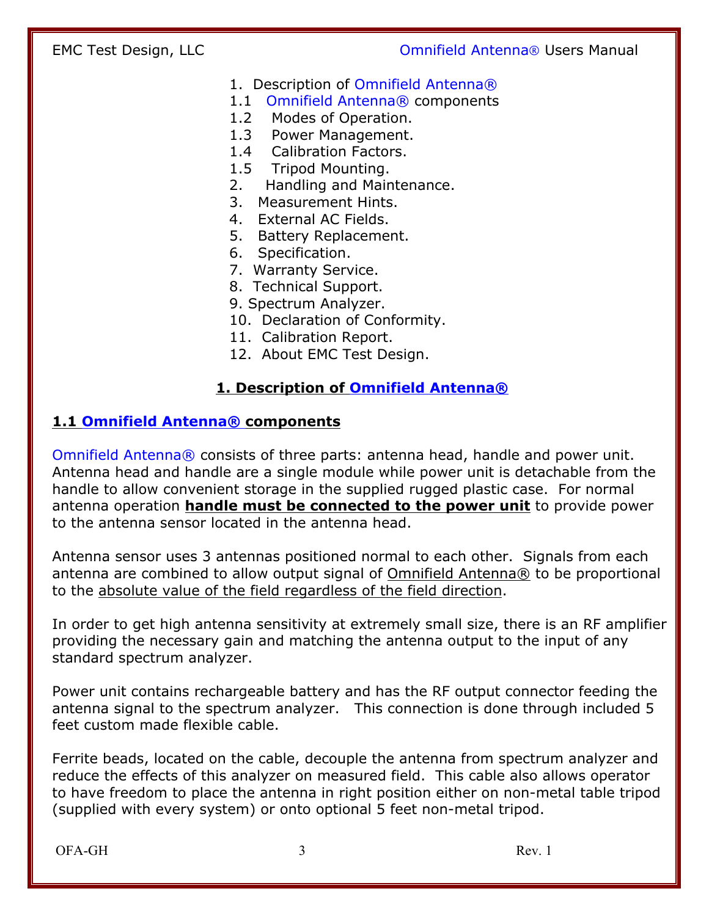1. Description of Omnifield Antenna®
1.1 Omnifield Antenna® components
1.2 Modes of Operation.
1.3 Power Management.
1.4 Calibration Factors.
1.5 Tripod Mounting.
2. Handling and Maintenance.
3. Measurement Hints.
4. External AC Fields.
5. Battery Replacement.
6. Specification.
7. Warranty Service.
8. Technical Support.
9. Spectrum Analyzer.
10. Declaration of Conformity.
11. Calibration Report.
12. About EMC Test Design.

# 1. Description of Omnifield Antenna®

## 1.1 Omnifield Antenna® components

Omnifield Antenna® consists of three parts: antenna head, handle and power unit. Antenna head and handle are a single module while power unit is detachable from the handle to allow convenient storage in the supplied rugged plastic case. For normal antenna operation **handle must be connected to the power unit** to provide power to the antenna sensor located in the antenna head.

Antenna sensor uses 3 antennas positioned normal to each other. Signals from each antenna are combined to allow output signal of Omnifield Antenna® to be proportional to the absolute value of the field regardless of the field direction.

In order to get high antenna sensitivity at extremely small size, there is an RF amplifier providing the necessary gain and matching the antenna output to the input of any standard spectrum analyzer.

Power unit contains rechargeable battery and has the RF output connector feeding the antenna signal to the spectrum analyzer. This connection is done through included 5 feet custom made flexible cable.

Ferrite beads, located on the cable, decouple the antenna from spectrum analyzer and reduce the effects of this analyzer on measured field. This cable also allows operator to have freedom to place the antenna in right position either on non-metal table tripod (supplied with every system) or onto optional 5 feet non-metal tripod.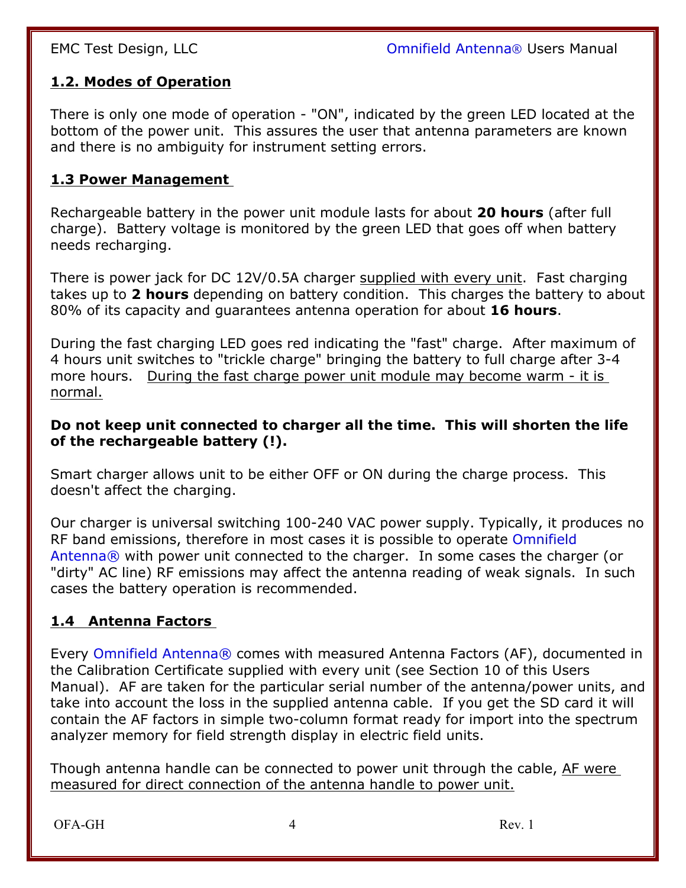## 1.2. Modes of Operation

There is only one mode of operation - "ON", indicated by the green LED located at the bottom of the power unit. This assures the user that antenna parameters are known and there is no ambiguity for instrument setting errors.

## 1.3 Power Management

Rechargeable battery in the power unit module lasts for about **20 hours** (after full charge). Battery voltage is monitored by the green LED that goes off when battery needs recharging.

There is power jack for DC 12V/0.5A charger supplied with every unit. Fast charging takes up to **2 hours** depending on battery condition. This charges the battery to about 80% of its capacity and guarantees antenna operation for about **16 hours**.

During the fast charging LED goes red indicating the "fast" charge. After maximum of 4 hours unit switches to "trickle charge" bringing the battery to full charge after 3-4 more hours. During the fast charge power unit module may become warm - it is normal.

**Do not keep unit connected to charger all the time. This will shorten the life of the rechargeable battery (!).**

Smart charger allows unit to be either OFF or ON during the charge process. This doesn't affect the charging.

Our charger is universal switching 100-240 VAC power supply. Typically, it produces no RF band emissions, therefore in most cases it is possible to operate Omnifield Antenna® with power unit connected to the charger. In some cases the charger (or "dirty" AC line) RF emissions may affect the antenna reading of weak signals. In such cases the battery operation is recommended.

## 1.4 Antenna Factors

Every Omnifield Antenna® comes with measured Antenna Factors (AF), documented in the Calibration Certificate supplied with every unit (see Section 10 of this Users Manual). AF are taken for the particular serial number of the antenna/power units, and take into account the loss in the supplied antenna cable. If you get the SD card it will contain the AF factors in simple two-column format ready for import into the spectrum analyzer memory for field strength display in electric field units.

Though antenna handle can be connected to power unit through the cable, AF were measured for direct connection of the antenna handle to power unit.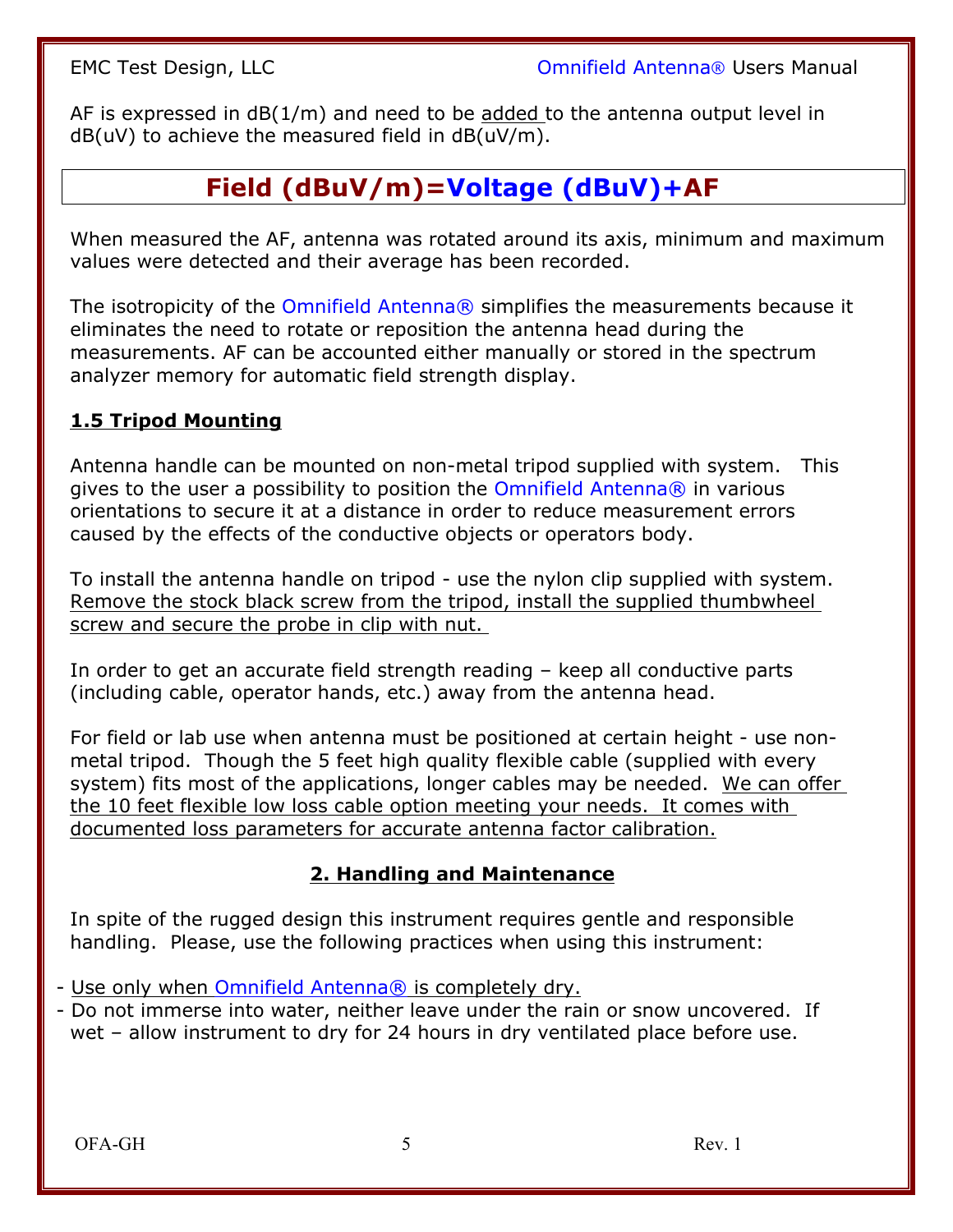AF is expressed in dB(1/m) and need to be added to the antenna output level in dB(uV) to achieve the measured field in dB(uV/m).

**Field (dBuV/m)=Voltage (dBuV)+AF**

When measured the AF, antenna was rotated around its axis, minimum and maximum values were detected and their average has been recorded.

The isotropicity of the Omnifield Antenna® simplifies the measurements because it eliminates the need to rotate or reposition the antenna head during the measurements. AF can be accounted either manually or stored in the spectrum analyzer memory for automatic field strength display.

### 1.5 Tripod Mounting

Antenna handle can be mounted on non-metal tripod supplied with system. This gives to the user a possibility to position the Omnifield Antenna® in various orientations to secure it at a distance in order to reduce measurement errors caused by the effects of the conductive objects or operators body.

To install the antenna handle on tripod - use the nylon clip supplied with system. Remove the stock black screw from the tripod, install the supplied thumbwheel screw and secure the probe in clip with nut.

In order to get an accurate field strength reading – keep all conductive parts (including cable, operator hands, etc.) away from the antenna head.

For field or lab use when antenna must be positioned at certain height - use non-metal tripod. Though the 5 feet high quality flexible cable (supplied with every system) fits most of the applications, longer cables may be needed. We can offer the 10 feet flexible low loss cable option meeting your needs. It comes with documented loss parameters for accurate antenna factor calibration.

## 2. Handling and Maintenance

In spite of the rugged design this instrument requires gentle and responsible handling. Please, use the following practices when using this instrument:

- Use only when Omnifield Antenna® is completely dry.
- Do not immerse into water, neither leave under the rain or snow uncovered. If wet – allow instrument to dry for 24 hours in dry ventilated place before use.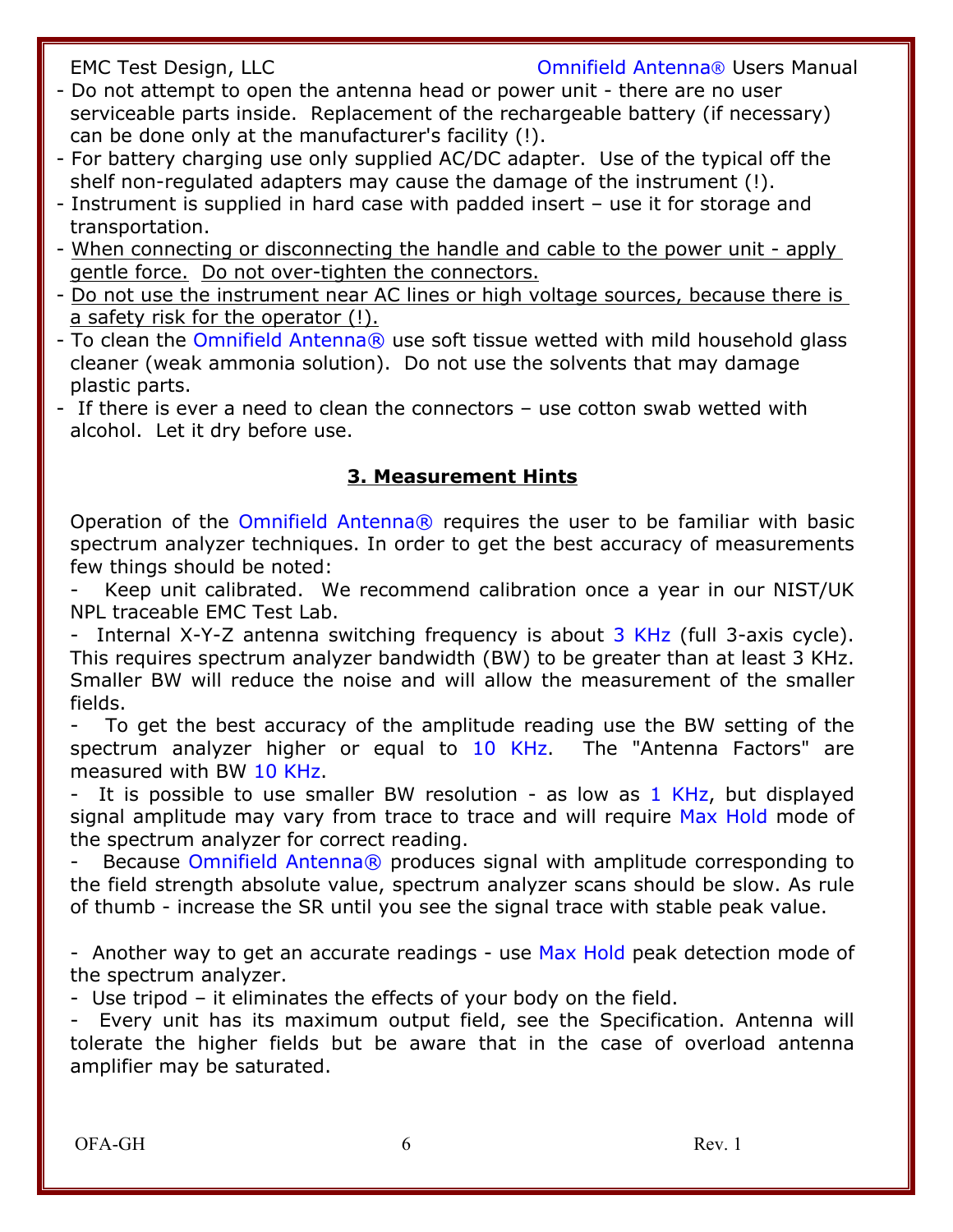- Do not attempt to open the antenna head or power unit - there are no user serviceable parts inside. Replacement of the rechargeable battery (if necessary) can be done only at the manufacturer's facility (!).
- For battery charging use only supplied AC/DC adapter. Use of the typical off the shelf non-regulated adapters may cause the damage of the instrument (!).
- Instrument is supplied in hard case with padded insert – use it for storage and transportation.
- <u>When connecting or disconnecting the handle and cable to the power unit - apply gentle force. Do not over-tighten the connectors.</u>
- <u>Do not use the instrument near AC lines or high voltage sources, because there is a safety risk for the operator (!).</u>
- To clean the Omnifield Antenna® use soft tissue wetted with mild household glass cleaner (weak ammonia solution). Do not use the solvents that may damage plastic parts.
- If there is ever a need to clean the connectors – use cotton swab wetted with alcohol. Let it dry before use.

## 3. Measurement Hints

Operation of the Omnifield Antenna® requires the user to be familiar with basic spectrum analyzer techniques. In order to get the best accuracy of measurements few things should be noted:

- Keep unit calibrated. We recommend calibration once a year in our NIST/UK NPL traceable EMC Test Lab.
- Internal X-Y-Z antenna switching frequency is about 3 KHz (full 3-axis cycle). This requires spectrum analyzer bandwidth (BW) to be greater than at least 3 KHz. Smaller BW will reduce the noise and will allow the measurement of the smaller fields.
- To get the best accuracy of the amplitude reading use the BW setting of the spectrum analyzer higher or equal to 10 KHz. The "Antenna Factors" are measured with BW 10 KHz.
- It is possible to use smaller BW resolution - as low as 1 KHz, but displayed signal amplitude may vary from trace to trace and will require Max Hold mode of the spectrum analyzer for correct reading.
- Because Omnifield Antenna® produces signal with amplitude corresponding to the field strength absolute value, spectrum analyzer scans should be slow. As rule of thumb - increase the SR until you see the signal trace with stable peak value.

- Another way to get an accurate readings - use Max Hold peak detection mode of the spectrum analyzer.
- Use tripod – it eliminates the effects of your body on the field.
- Every unit has its maximum output field, see the Specification. Antenna will tolerate the higher fields but be aware that in the case of overload antenna amplifier may be saturated.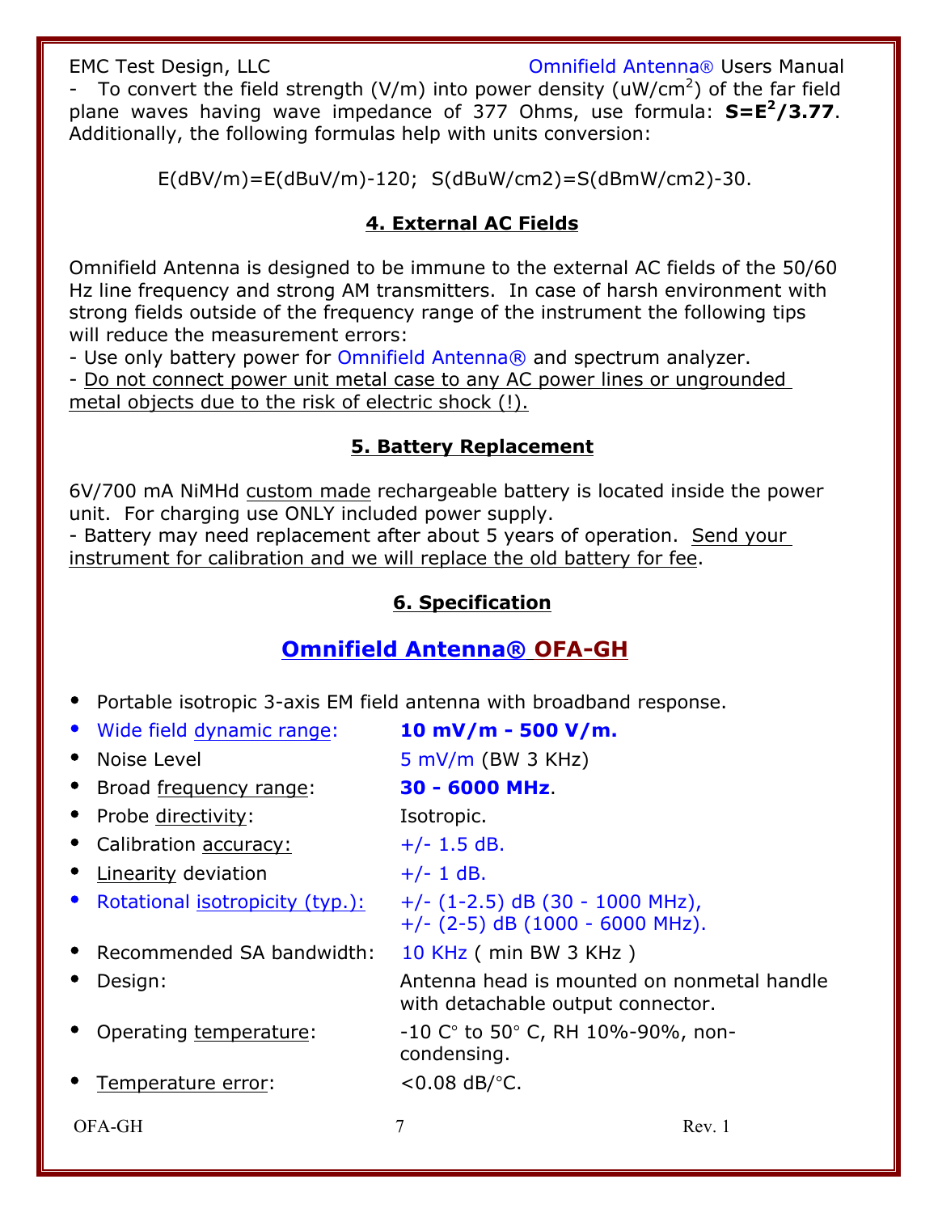- To convert the field strength (V/m) into power density (uW/cm$^2$) of the far field plane waves having wave impedance of 377 Ohms, use formula: $S=E^2/3.77$. Additionally, the following formulas help with units conversion:

E(dBV/m)=E(dBuV/m)-120; S(dBuW/cm2)=S(dBmW/cm2)-30.

## 4. External AC Fields

Omnifield Antenna is designed to be immune to the external AC fields of the 50/60 Hz line frequency and strong AM transmitters. In case of harsh environment with strong fields outside of the frequency range of the instrument the following tips will reduce the measurement errors:

- Use only battery power for Omnifield Antenna® and spectrum analyzer.
- Do not connect power unit metal case to any AC power lines or ungrounded metal objects due to the risk of electric shock (!).

## 5. Battery Replacement

6V/700 mA NiMHd custom made rechargeable battery is located inside the power unit. For charging use ONLY included power supply.

- Battery may need replacement after about 5 years of operation. Send your instrument for calibration and we will replace the old battery for fee.

## 6. Specification

### Omnifield Antenna® OFA-GH

- Portable isotropic 3-axis EM field antenna with broadband response.
- Wide field dynamic range: **10 mV/m - 500 V/m.**
- Noise Level: 5 mV/m (BW 3 KHz)
- Broad frequency range: **30 - 6000 MHz**.
- Probe directivity: Isotropic.
- Calibration accuracy: +/- 1.5 dB.
- Linearity deviation: +/- 1 dB.
- Rotational isotropicity (typ.): +/- (1-2.5) dB (30 - 1000 MHz), +/- (2-5) dB (1000 - 6000 MHz).
- Recommended SA bandwidth: 10 KHz ( min BW 3 KHz )
- Design: Antenna head is mounted on nonmetal handle with detachable output connector.
- Operating temperature: -10 C° to 50° C, RH 10%-90%, non-condensing.
- Temperature error: <0.08 dB/°C.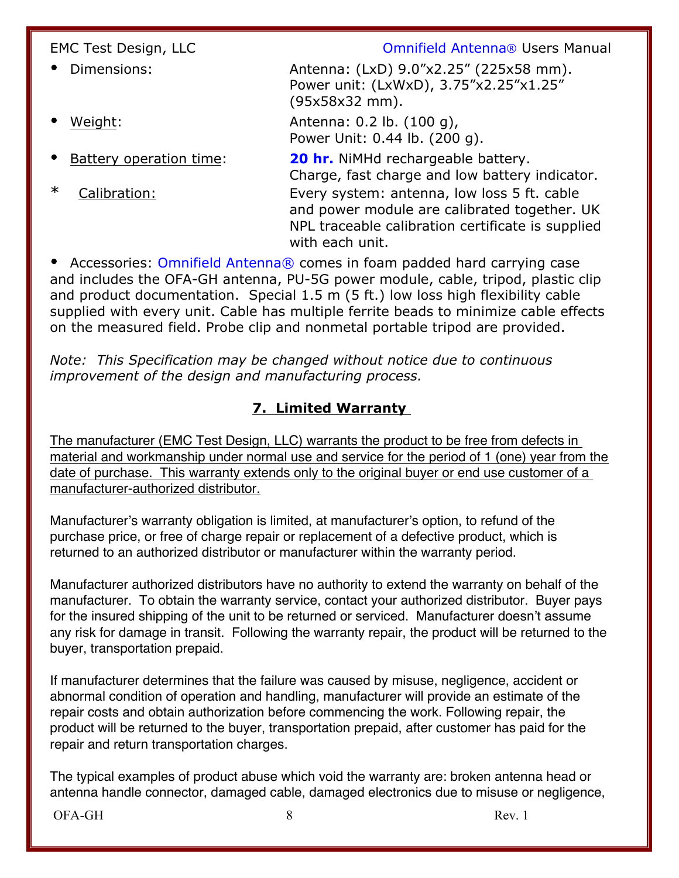- Dimensions: Antenna: (LxD) 9.0”x2.25” (225x58 mm). Power unit: (LxWxD), 3.75”x2.25”x1.25” (95x58x32 mm).
- Weight: Antenna: 0.2 lb. (100 g), Power Unit: 0.44 lb. (200 g).
- Battery operation time: **20 hr.** NiMHd rechargeable battery. Charge, fast charge and low battery indicator.

* Calibration: Every system: antenna, low loss 5 ft. cable and power module are calibrated together. UK NPL traceable calibration certificate is supplied with each unit.

- Accessories: Omnifield Antenna® comes in foam padded hard carrying case and includes the OFA-GH antenna, PU-5G power module, cable, tripod, plastic clip and product documentation. Special 1.5 m (5 ft.) low loss high flexibility cable supplied with every unit. Cable has multiple ferrite beads to minimize cable effects on the measured field. Probe clip and nonmetal portable tripod are provided.

*Note: This Specification may be changed without notice due to continuous improvement of the design and manufacturing process.*

## 7. Limited Warranty

The manufacturer (EMC Test Design, LLC) warrants the product to be free from defects in material and workmanship under normal use and service for the period of 1 (one) year from the date of purchase. This warranty extends only to the original buyer or end use customer of a manufacturer-authorized distributor.

Manufacturer’s warranty obligation is limited, at manufacturer’s option, to refund of the purchase price, or free of charge repair or replacement of a defective product, which is returned to an authorized distributor or manufacturer within the warranty period.

Manufacturer authorized distributors have no authority to extend the warranty on behalf of the manufacturer. To obtain the warranty service, contact your authorized distributor. Buyer pays for the insured shipping of the unit to be returned or serviced. Manufacturer doesn’t assume any risk for damage in transit. Following the warranty repair, the product will be returned to the buyer, transportation prepaid.

If manufacturer determines that the failure was caused by misuse, negligence, accident or abnormal condition of operation and handling, manufacturer will provide an estimate of the repair costs and obtain authorization before commencing the work. Following repair, the product will be returned to the buyer, transportation prepaid, after customer has paid for the repair and return transportation charges.

The typical examples of product abuse which void the warranty are: broken antenna head or antenna handle connector, damaged cable, damaged electronics due to misuse or negligence,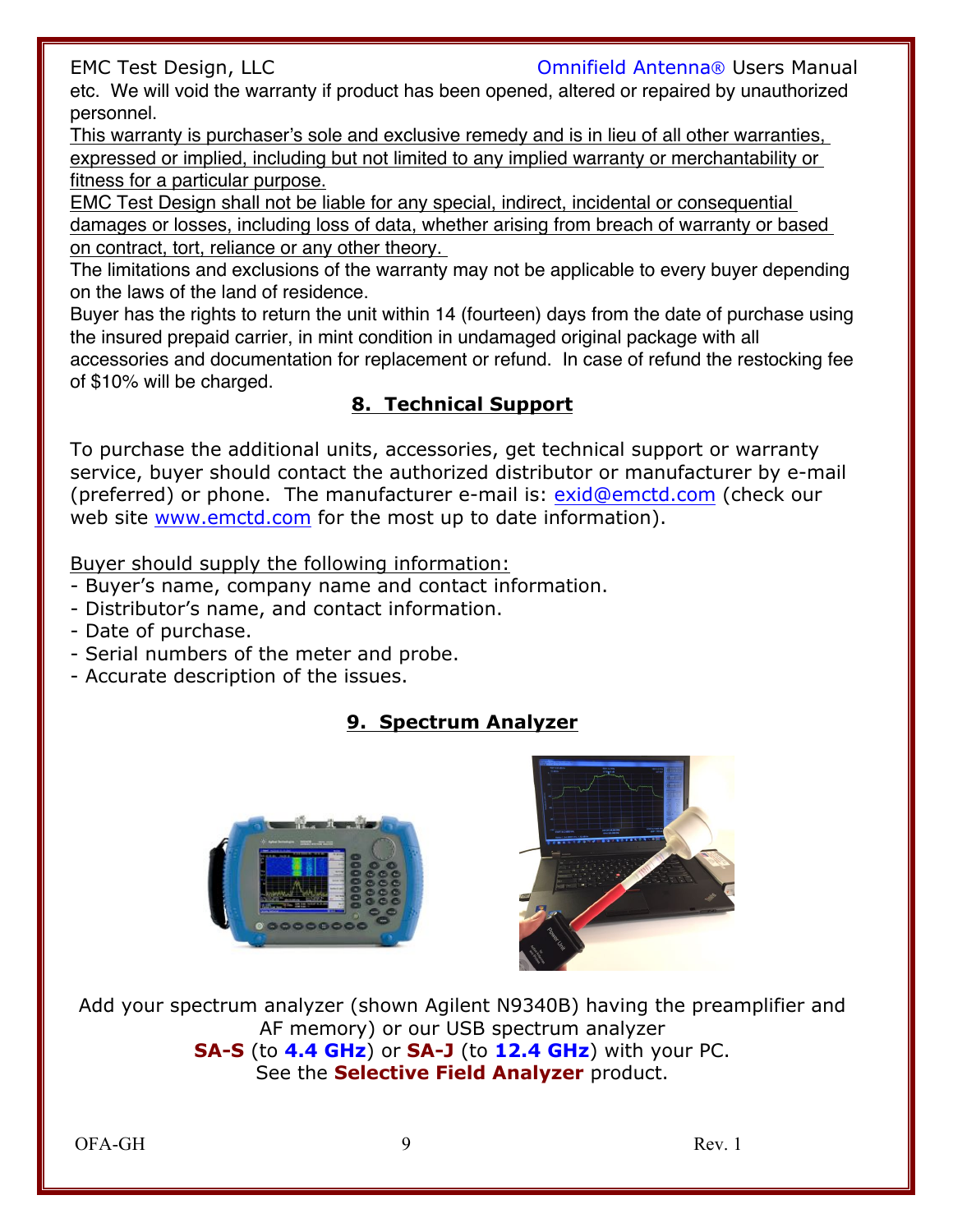etc. We will void the warranty if product has been opened, altered or repaired by unauthorized personnel.

This warranty is purchaser's sole and exclusive remedy and is in lieu of all other warranties, expressed or implied, including but not limited to any implied warranty or merchantability or fitness for a particular purpose.

EMC Test Design shall not be liable for any special, indirect, incidental or consequential damages or losses, including loss of data, whether arising from breach of warranty or based on contract, tort, reliance or any other theory.

The limitations and exclusions of the warranty may not be applicable to every buyer depending on the laws of the land of residence.

Buyer has the rights to return the unit within 14 (fourteen) days from the date of purchase using the insured prepaid carrier, in mint condition in undamaged original package with all accessories and documentation for replacement or refund. In case of refund the restocking fee of $10% will be charged.

## 8. Technical Support

To purchase the additional units, accessories, get technical support or warranty service, buyer should contact the authorized distributor or manufacturer by e-mail (preferred) or phone. The manufacturer e-mail is: exid@emctd.com (check our web site www.emctd.com for the most up to date information).

Buyer should supply the following information:

- Buyer's name, company name and contact information.
- Distributor's name, and contact information.
- Date of purchase.
- Serial numbers of the meter and probe.
- Accurate description of the issues.

## 9. Spectrum Analyzer

Add your spectrum analyzer (shown Agilent N9340B) having the preamplifier and AF memory) or our USB spectrum analyzer **SA-S** (to **4.4 GHz**) or **SA-J** (to **12.4 GHz**) with your PC. See the **Selective Field Analyzer** product.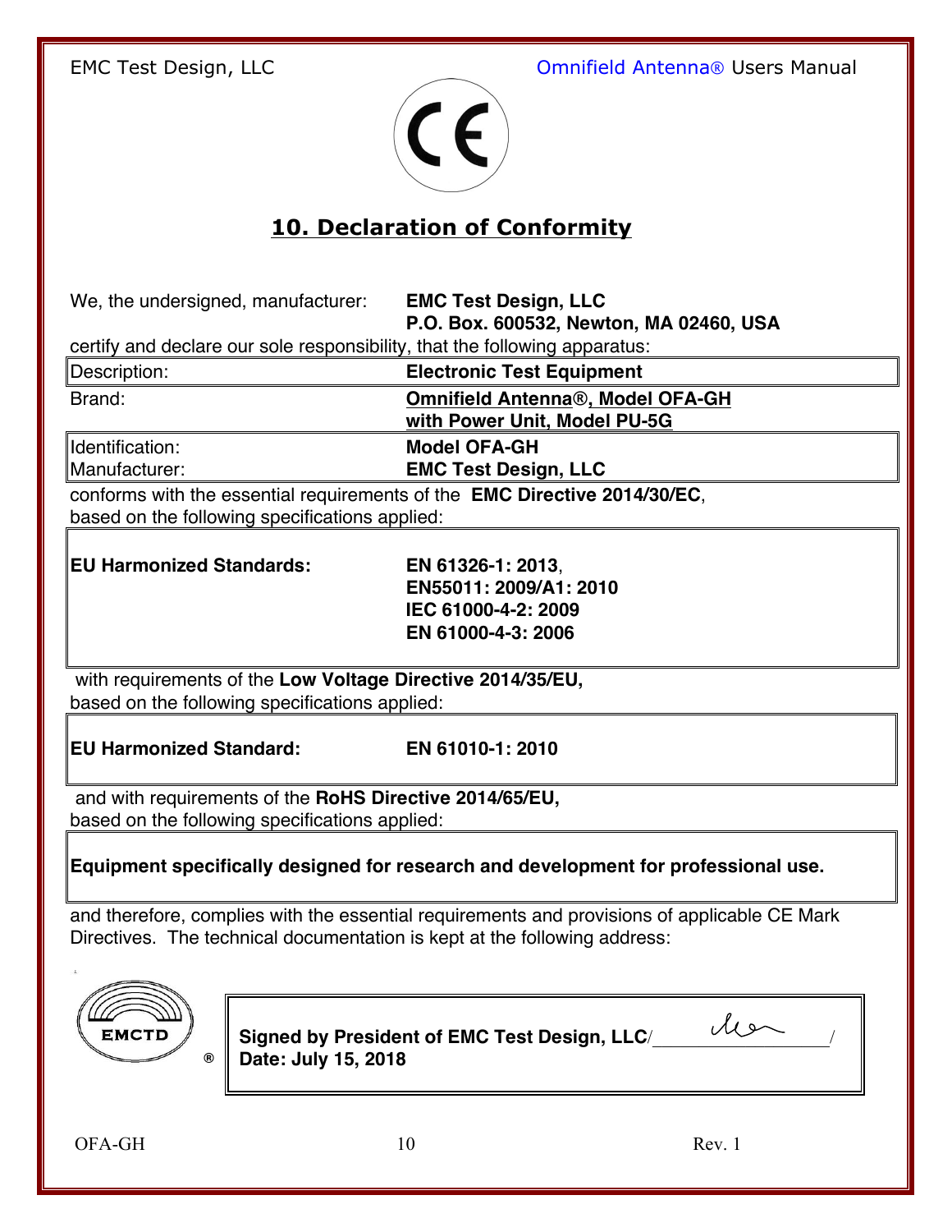## 10. Declaration of Conformity

We, the undersigned, manufacturer: **EMC Test Design, LLC**
**P.O. Box. 600532, Newton, MA 02460, USA**

certify and declare our sole responsibility, that the following apparatus:

| | |
|---|---|
| Description: | **Electronic Test Equipment** |
| Brand: | **Omnifield Antenna®, Model OFA-GH with Power Unit, Model PU-5G** |
| Identification: | **Model OFA-GH** |
| Manufacturer: | **EMC Test Design, LLC** |

conforms with the essential requirements of the **EMC Directive 2014/30/EC**, based on the following specifications applied:

| | |
|---|---|
| **EU Harmonized Standards:** | **EN 61326-1: 2013**, **EN55011: 2009/A1: 2010** **IEC 61000-4-2: 2009** **EN 61000-4-3: 2006** |

with requirements of the **Low Voltage Directive 2014/35/EU,** based on the following specifications applied:

| | |
|---|---|
| **EU Harmonized Standard:** | **EN 61010-1: 2010** |

and with requirements of the **RoHS Directive 2014/65/EU,** based on the following specifications applied:

**Equipment specifically designed for research and development for professional use.**

and therefore, complies with the essential requirements and provisions of applicable CE Mark Directives. The technical documentation is kept at the following address:

EMCTD ®

**Signed by President of EMC Test Design, LLC**/ ________________ /
**Date: July 15, 2018**

OFA-GH Rev. 1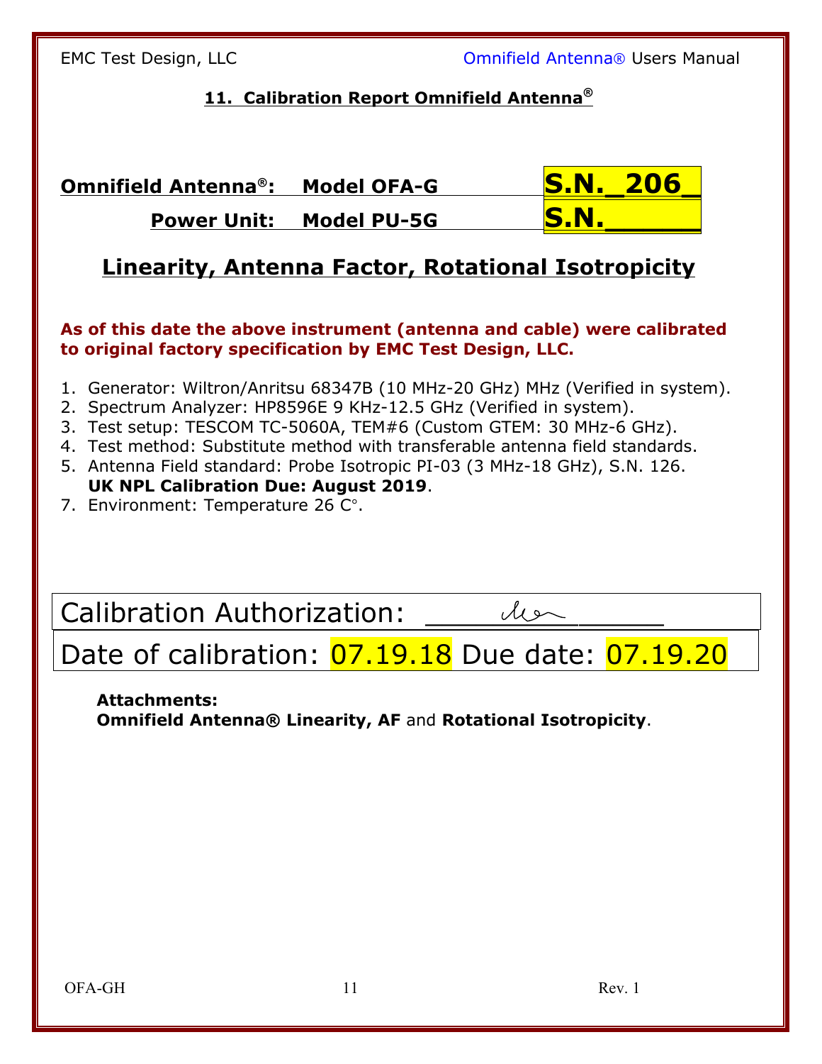## 11. Calibration Report Omnifield Antenna®

**Omnifield Antenna®: Model OFA-G** **S.N._206_**

**Power Unit: Model PU-5G** **S.N.______**

## Linearity, Antenna Factor, Rotational Isotropicity

**As of this date the above instrument (antenna and cable) were calibrated to original factory specification by EMC Test Design, LLC.**

1. Generator: Wiltron/Anritsu 68347B (10 MHz-20 GHz) MHz (Verified in system).
2. Spectrum Analyzer: HP8596E 9 KHz-12.5 GHz (Verified in system).
3. Test setup: TESCOM TC-5060A, TEM#6 (Custom GTEM: 30 MHz-6 GHz).
4. Test method: Substitute method with transferable antenna field standards.
5. Antenna Field standard: Probe Isotropic PI-03 (3 MHz-18 GHz), S.N. 126.
   **UK NPL Calibration Due: August 2019**.

7. Environment: Temperature 26 C°.

Calibration Authorization: ____________

Date of calibration: 07.19.18 Due date: 07.19.20

**Attachments:**
**Omnifield Antenna® Linearity, AF** and **Rotational Isotropicity**.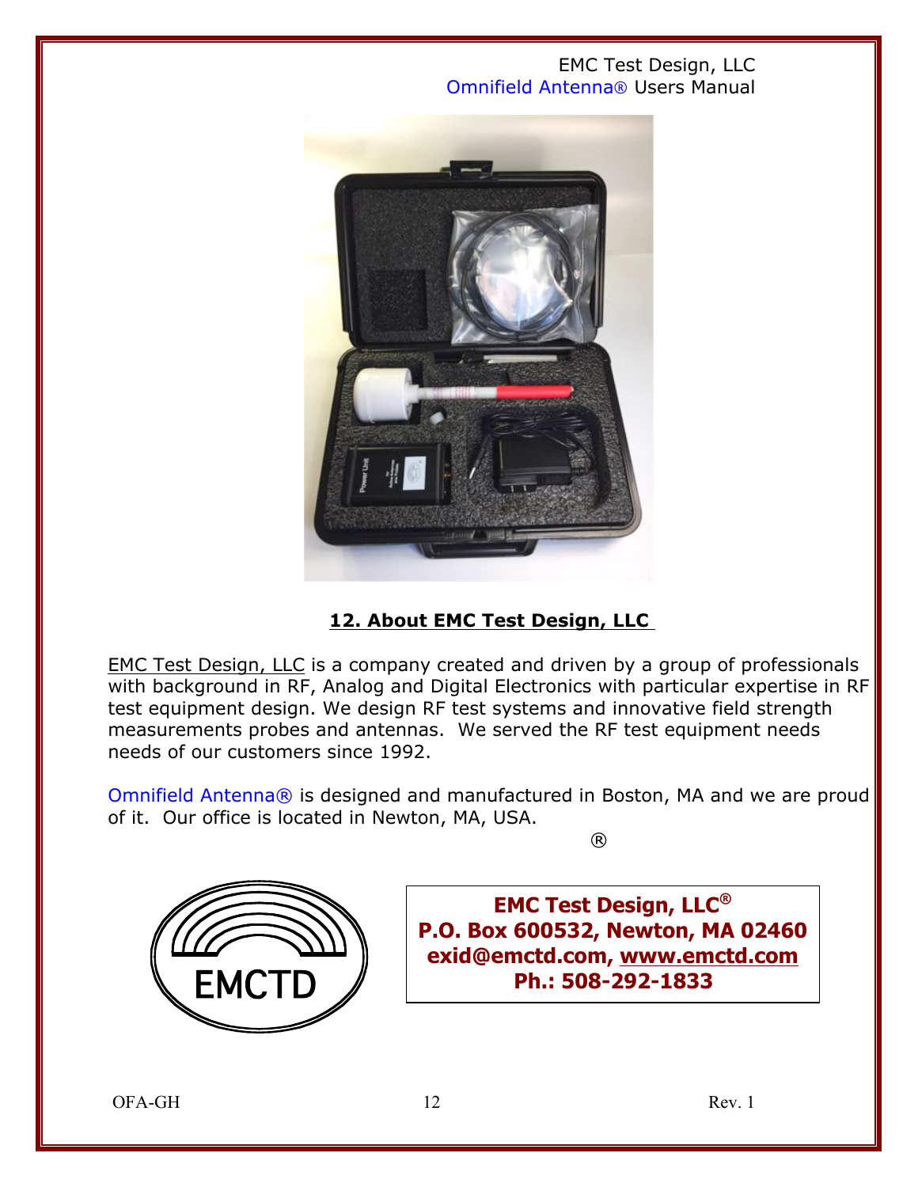## 12. About EMC Test Design, LLC

EMC Test Design, LLC is a company created and driven by a group of professionals with background in RF, Analog and Digital Electronics with particular expertise in RF test equipment design. We design RF test systems and innovative field strength measurements probes and antennas. We served the RF test equipment needs needs of our customers since 1992.

Omnifield Antenna® is designed and manufactured in Boston, MA and we are proud of it. Our office is located in Newton, MA, USA.

®

EMCTD

**EMC Test Design, LLC®**
**P.O. Box 600532, Newton, MA 02460**
**exid@emctd.com, www.emctd.com**
**Ph.: 508-292-1833**